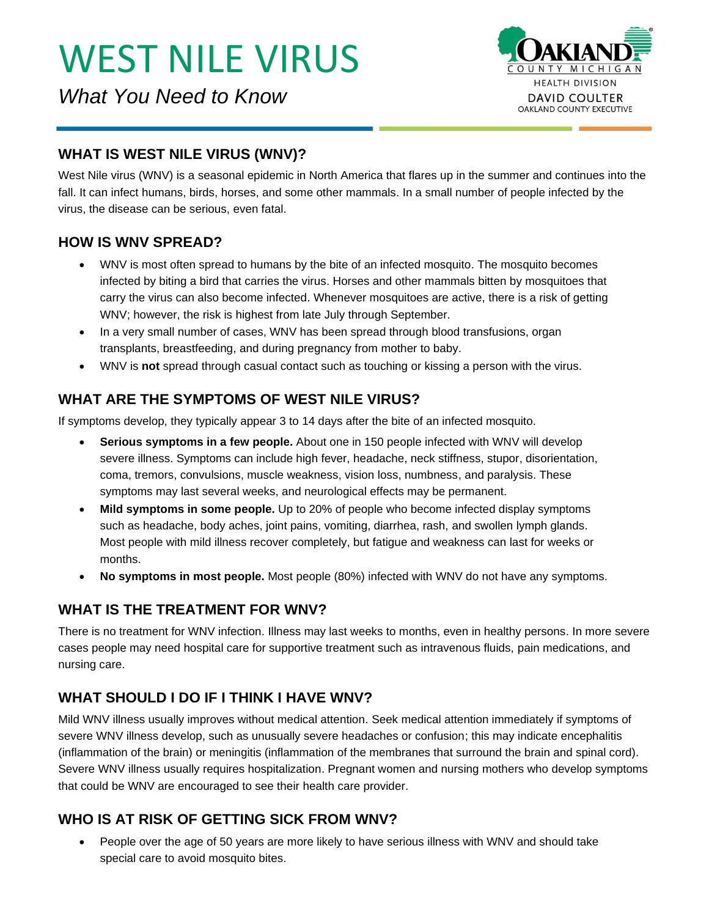# WEST NILE VIRUS

*What You Need to Know*

OAKLAND COUNTY MICHIGAN
HEALTH DIVISION
DAVID COULTER
OAKLAND COUNTY EXECUTIVE

## WHAT IS WEST NILE VIRUS (WNV)?

West Nile virus (WNV) is a seasonal epidemic in North America that flares up in the summer and continues into the fall. It can infect humans, birds, horses, and some other mammals. In a small number of people infected by the virus, the disease can be serious, even fatal.

## HOW IS WNV SPREAD?

- WNV is most often spread to humans by the bite of an infected mosquito. The mosquito becomes infected by biting a bird that carries the virus. Horses and other mammals bitten by mosquitoes that carry the virus can also become infected. Whenever mosquitoes are active, there is a risk of getting WNV; however, the risk is highest from late July through September.
- In a very small number of cases, WNV has been spread through blood transfusions, organ transplants, breastfeeding, and during pregnancy from mother to baby.
- WNV is **not** spread through casual contact such as touching or kissing a person with the virus.

## WHAT ARE THE SYMPTOMS OF WEST NILE VIRUS?

If symptoms develop, they typically appear 3 to 14 days after the bite of an infected mosquito.

- **Serious symptoms in a few people.** About one in 150 people infected with WNV will develop severe illness. Symptoms can include high fever, headache, neck stiffness, stupor, disorientation, coma, tremors, convulsions, muscle weakness, vision loss, numbness, and paralysis. These symptoms may last several weeks, and neurological effects may be permanent.
- **Mild symptoms in some people.** Up to 20% of people who become infected display symptoms such as headache, body aches, joint pains, vomiting, diarrhea, rash, and swollen lymph glands. Most people with mild illness recover completely, but fatigue and weakness can last for weeks or months.
- **No symptoms in most people.** Most people (80%) infected with WNV do not have any symptoms.

## WHAT IS THE TREATMENT FOR WNV?

There is no treatment for WNV infection. Illness may last weeks to months, even in healthy persons. In more severe cases people may need hospital care for supportive treatment such as intravenous fluids, pain medications, and nursing care.

## WHAT SHOULD I DO IF I THINK I HAVE WNV?

Mild WNV illness usually improves without medical attention. Seek medical attention immediately if symptoms of severe WNV illness develop, such as unusually severe headaches or confusion; this may indicate encephalitis (inflammation of the brain) or meningitis (inflammation of the membranes that surround the brain and spinal cord). Severe WNV illness usually requires hospitalization. Pregnant women and nursing mothers who develop symptoms that could be WNV are encouraged to see their health care provider.

## WHO IS AT RISK OF GETTING SICK FROM WNV?

- People over the age of 50 years are more likely to have serious illness with WNV and should take special care to avoid mosquito bites.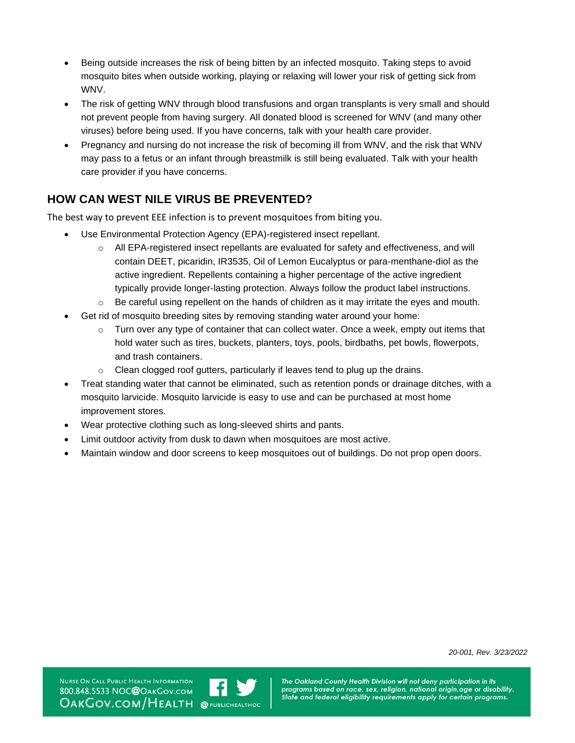- Being outside increases the risk of being bitten by an infected mosquito. Taking steps to avoid mosquito bites when outside working, playing or relaxing will lower your risk of getting sick from WNV.
- The risk of getting WNV through blood transfusions and organ transplants is very small and should not prevent people from having surgery. All donated blood is screened for WNV (and many other viruses) before being used. If you have concerns, talk with your health care provider.
- Pregnancy and nursing do not increase the risk of becoming ill from WNV, and the risk that WNV may pass to a fetus or an infant through breastmilk is still being evaluated. Talk with your health care provider if you have concerns.

## HOW CAN WEST NILE VIRUS BE PREVENTED?

The best way to prevent EEE infection is to prevent mosquitoes from biting you.

- Use Environmental Protection Agency (EPA)-registered insect repellant.
  - All EPA-registered insect repellants are evaluated for safety and effectiveness, and will contain DEET, picaridin, IR3535, Oil of Lemon Eucalyptus or para-menthane-diol as the active ingredient. Repellents containing a higher percentage of the active ingredient typically provide longer-lasting protection. Always follow the product label instructions.
  - Be careful using repellent on the hands of children as it may irritate the eyes and mouth.
- Get rid of mosquito breeding sites by removing standing water around your home:
  - Turn over any type of container that can collect water. Once a week, empty out items that hold water such as tires, buckets, planters, toys, pools, birdbaths, pet bowls, flowerpots, and trash containers.
  - Clean clogged roof gutters, particularly if leaves tend to plug up the drains.
- Treat standing water that cannot be eliminated, such as retention ponds or drainage ditches, with a mosquito larvicide. Mosquito larvicide is easy to use and can be purchased at most home improvement stores.
- Wear protective clothing such as long-sleeved shirts and pants.
- Limit outdoor activity from dusk to dawn when mosquitoes are most active.
- Maintain window and door screens to keep mosquitoes out of buildings. Do not prop open doors.

*20-001, Rev. 3/23/2022*

Nurse On Call Public Health Information
800.848.5533 NOC@OakGov.com
OakGov.com/Health @publichealthoc

*The Oakland County Health Division will not deny participation in its programs based on race, sex, religion, national origin,age or disability. State and federal eligibility requirements apply for certain programs.*